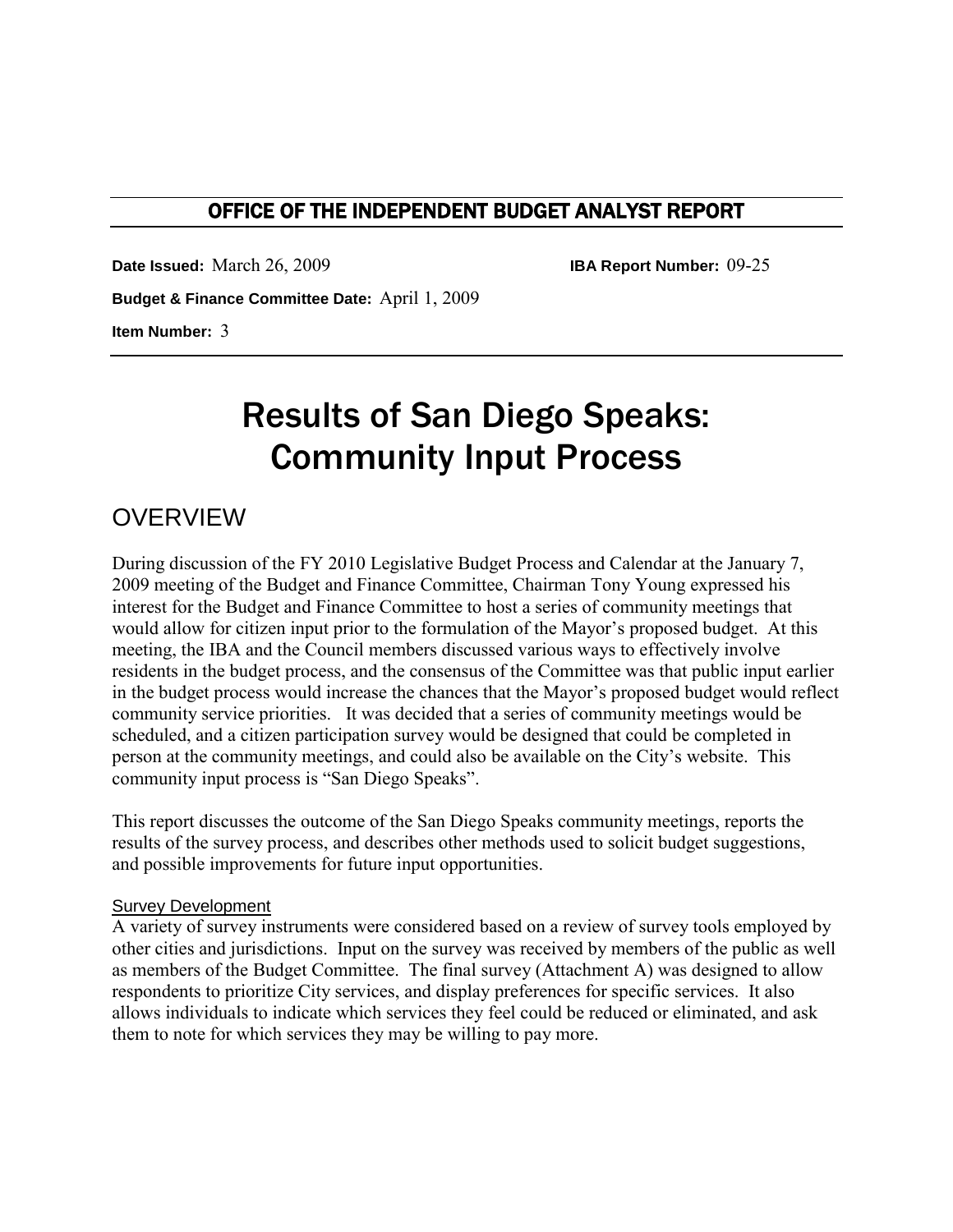## OFFICE OF THE INDEPENDENT BUDGET ANALYST REPORT

**Date Issued:** March 26, 2009 **IBA Report Number:** 09-25

**Budget & Finance Committee Date:** April 1, 2009

**Item Number:** 3

# Results of San Diego Speaks: Community Input Process

## OVERVIEW

During discussion of the FY 2010 Legislative Budget Process and Calendar at the January 7, 2009 meeting of the Budget and Finance Committee, Chairman Tony Young expressed his interest for the Budget and Finance Committee to host a series of community meetings that would allow for citizen input prior to the formulation of the Mayor's proposed budget. At this meeting, the IBA and the Council members discussed various ways to effectively involve residents in the budget process, and the consensus of the Committee was that public input earlier in the budget process would increase the chances that the Mayor's proposed budget would reflect community service priorities. It was decided that a series of community meetings would be scheduled, and a citizen participation survey would be designed that could be completed in person at the community meetings, and could also be available on the City's website. This community input process is "San Diego Speaks".

This report discusses the outcome of the San Diego Speaks community meetings, reports the results of the survey process, and describes other methods used to solicit budget suggestions, and possible improvements for future input opportunities.

### Survey Development

A variety of survey instruments were considered based on a review of survey tools employed by other cities and jurisdictions. Input on the survey was received by members of the public as well as members of the Budget Committee. The final survey (Attachment A) was designed to allow respondents to prioritize City services, and display preferences for specific services. It also allows individuals to indicate which services they feel could be reduced or eliminated, and ask them to note for which services they may be willing to pay more.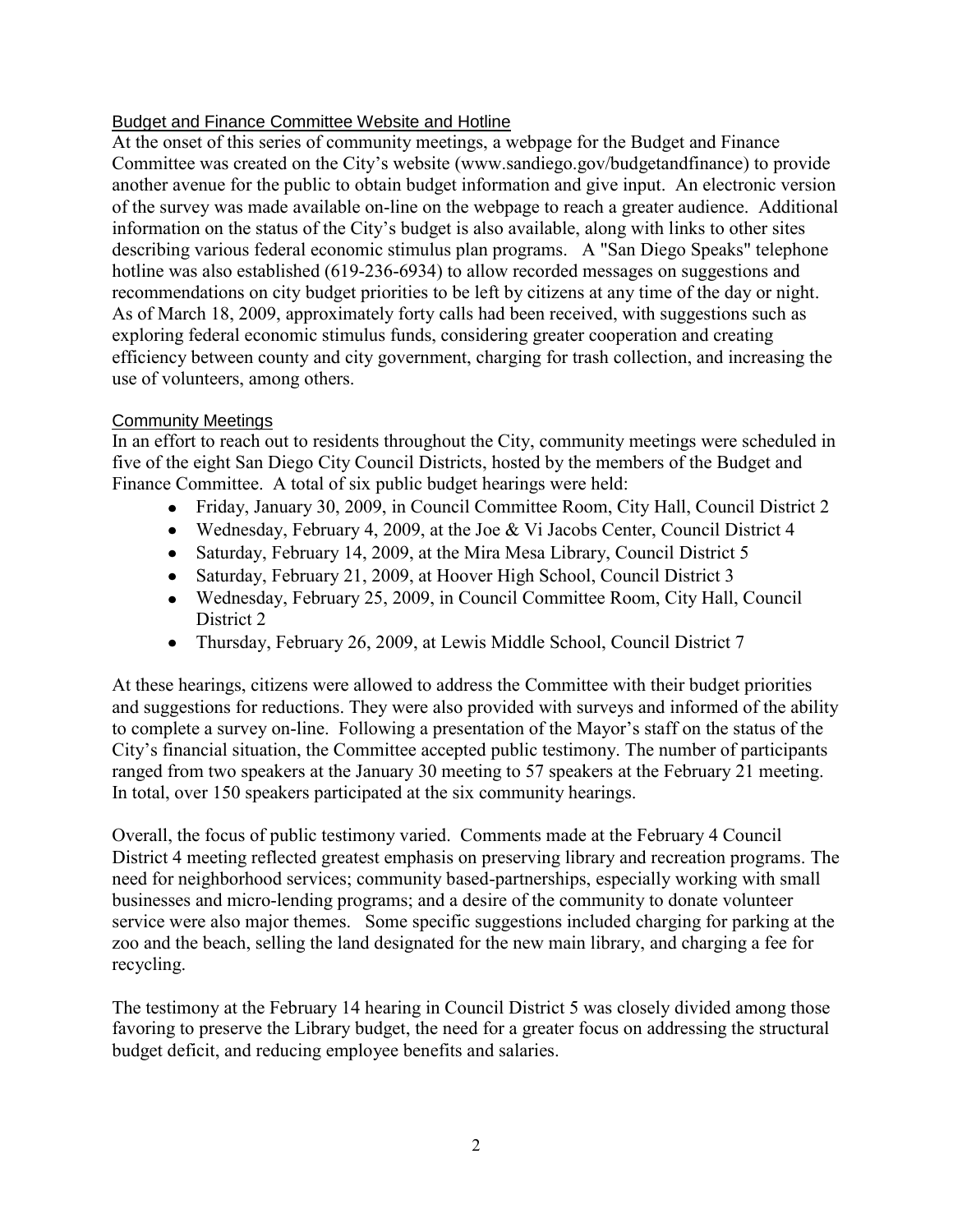## Budget and Finance Committee Website and Hotline

At the onset of this series of community meetings, a webpage for the Budget and Finance Committee was created on the City's website (www.sandiego.gov/budgetandfinance) to provide another avenue for the public to obtain budget information and give input. An electronic version of the survey was made available on-line on the webpage to reach a greater audience. Additional information on the status of the City's budget is also available, along with links to other sites describing various federal economic stimulus plan programs. A "San Diego Speaks" telephone hotline was also established (619-236-6934) to allow recorded messages on suggestions and recommendations on city budget priorities to be left by citizens at any time of the day or night. As of March 18, 2009, approximately forty calls had been received, with suggestions such as exploring federal economic stimulus funds, considering greater cooperation and creating efficiency between county and city government, charging for trash collection, and increasing the use of volunteers, among others.

## Community Meetings

In an effort to reach out to residents throughout the City, community meetings were scheduled in five of the eight San Diego City Council Districts, hosted by the members of the Budget and Finance Committee. A total of six public budget hearings were held:

- Friday, January 30, 2009, in Council Committee Room, City Hall, Council District 2
- Wednesday, February 4, 2009, at the Joe & Vi Jacobs Center, Council District 4
- Saturday, February 14, 2009, at the Mira Mesa Library, Council District 5
- Saturday, February 21, 2009, at Hoover High School, Council District 3
- Wednesday, February 25, 2009, in Council Committee Room, City Hall, Council District 2
- Thursday, February 26, 2009, at Lewis Middle School, Council District 7

At these hearings, citizens were allowed to address the Committee with their budget priorities and suggestions for reductions. They were also provided with surveys and informed of the ability to complete a survey on-line. Following a presentation of the Mayor's staff on the status of the City's financial situation, the Committee accepted public testimony. The number of participants ranged from two speakers at the January 30 meeting to 57 speakers at the February 21 meeting. In total, over 150 speakers participated at the six community hearings.

Overall, the focus of public testimony varied. Comments made at the February 4 Council District 4 meeting reflected greatest emphasis on preserving library and recreation programs. The need for neighborhood services; community based-partnerships, especially working with small businesses and micro-lending programs; and a desire of the community to donate volunteer service were also major themes. Some specific suggestions included charging for parking at the zoo and the beach, selling the land designated for the new main library, and charging a fee for recycling.

The testimony at the February 14 hearing in Council District 5 was closely divided among those favoring to preserve the Library budget, the need for a greater focus on addressing the structural budget deficit, and reducing employee benefits and salaries.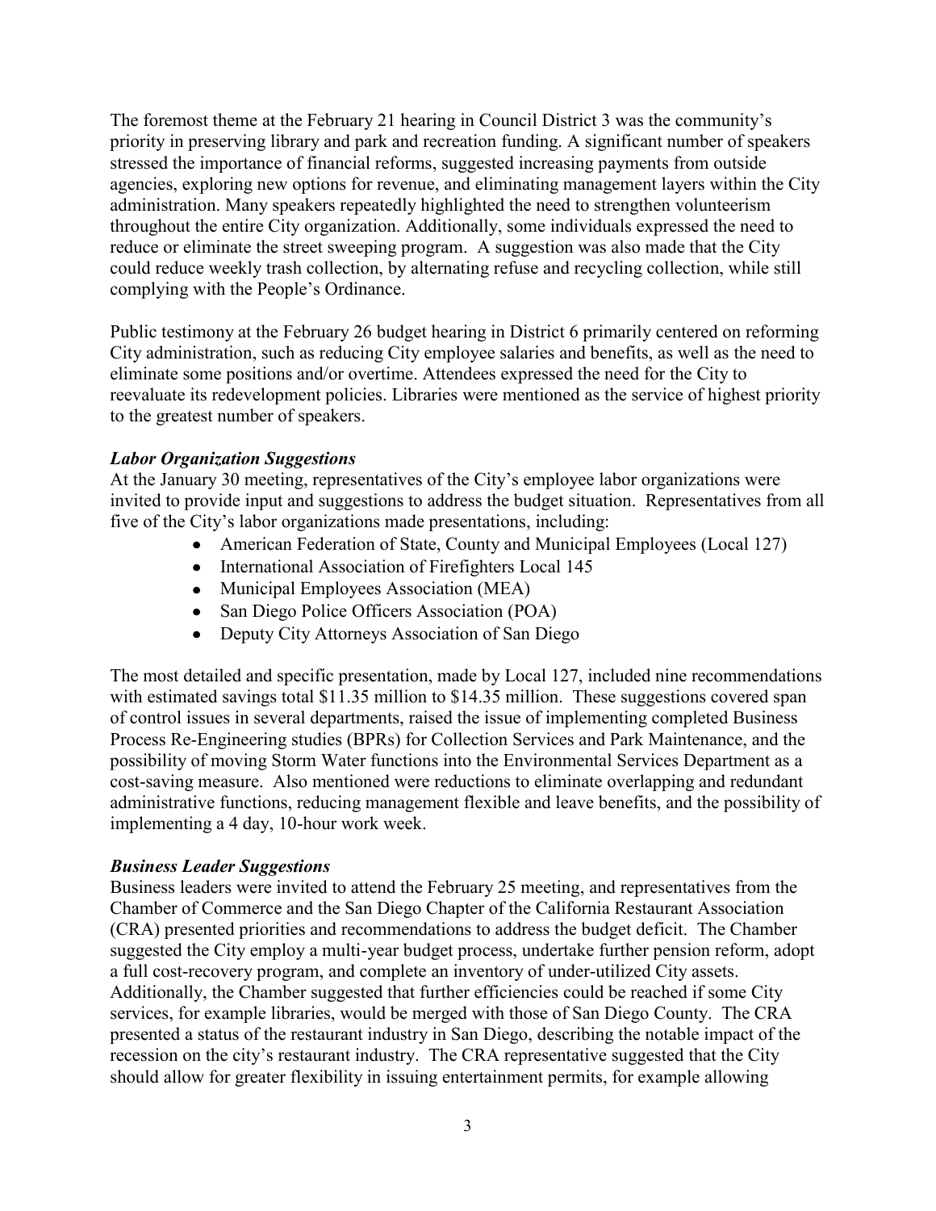The foremost theme at the February 21 hearing in Council District 3 was the community's priority in preserving library and park and recreation funding. A significant number of speakers stressed the importance of financial reforms, suggested increasing payments from outside agencies, exploring new options for revenue, and eliminating management layers within the City administration. Many speakers repeatedly highlighted the need to strengthen volunteerism throughout the entire City organization. Additionally, some individuals expressed the need to reduce or eliminate the street sweeping program. A suggestion was also made that the City could reduce weekly trash collection, by alternating refuse and recycling collection, while still complying with the People's Ordinance.

Public testimony at the February 26 budget hearing in District 6 primarily centered on reforming City administration, such as reducing City employee salaries and benefits, as well as the need to eliminate some positions and/or overtime. Attendees expressed the need for the City to reevaluate its redevelopment policies. Libraries were mentioned as the service of highest priority to the greatest number of speakers.

***Labor Organization Suggestions***

At the January 30 meeting, representatives of the City's employee labor organizations were invited to provide input and suggestions to address the budget situation. Representatives from all five of the City's labor organizations made presentations, including:

- American Federation of State, County and Municipal Employees (Local 127)
- International Association of Firefighters Local 145
- Municipal Employees Association (MEA)
- San Diego Police Officers Association (POA)
- Deputy City Attorneys Association of San Diego

The most detailed and specific presentation, made by Local 127, included nine recommendations with estimated savings total $11.35 million to $14.35 million. These suggestions covered span of control issues in several departments, raised the issue of implementing completed Business Process Re-Engineering studies (BPRs) for Collection Services and Park Maintenance, and the possibility of moving Storm Water functions into the Environmental Services Department as a cost-saving measure. Also mentioned were reductions to eliminate overlapping and redundant administrative functions, reducing management flexible and leave benefits, and the possibility of implementing a 4 day, 10-hour work week.

***Business Leader Suggestions***

Business leaders were invited to attend the February 25 meeting, and representatives from the Chamber of Commerce and the San Diego Chapter of the California Restaurant Association (CRA) presented priorities and recommendations to address the budget deficit. The Chamber suggested the City employ a multi-year budget process, undertake further pension reform, adopt a full cost-recovery program, and complete an inventory of under-utilized City assets. Additionally, the Chamber suggested that further efficiencies could be reached if some City services, for example libraries, would be merged with those of San Diego County. The CRA presented a status of the restaurant industry in San Diego, describing the notable impact of the recession on the city's restaurant industry. The CRA representative suggested that the City should allow for greater flexibility in issuing entertainment permits, for example allowing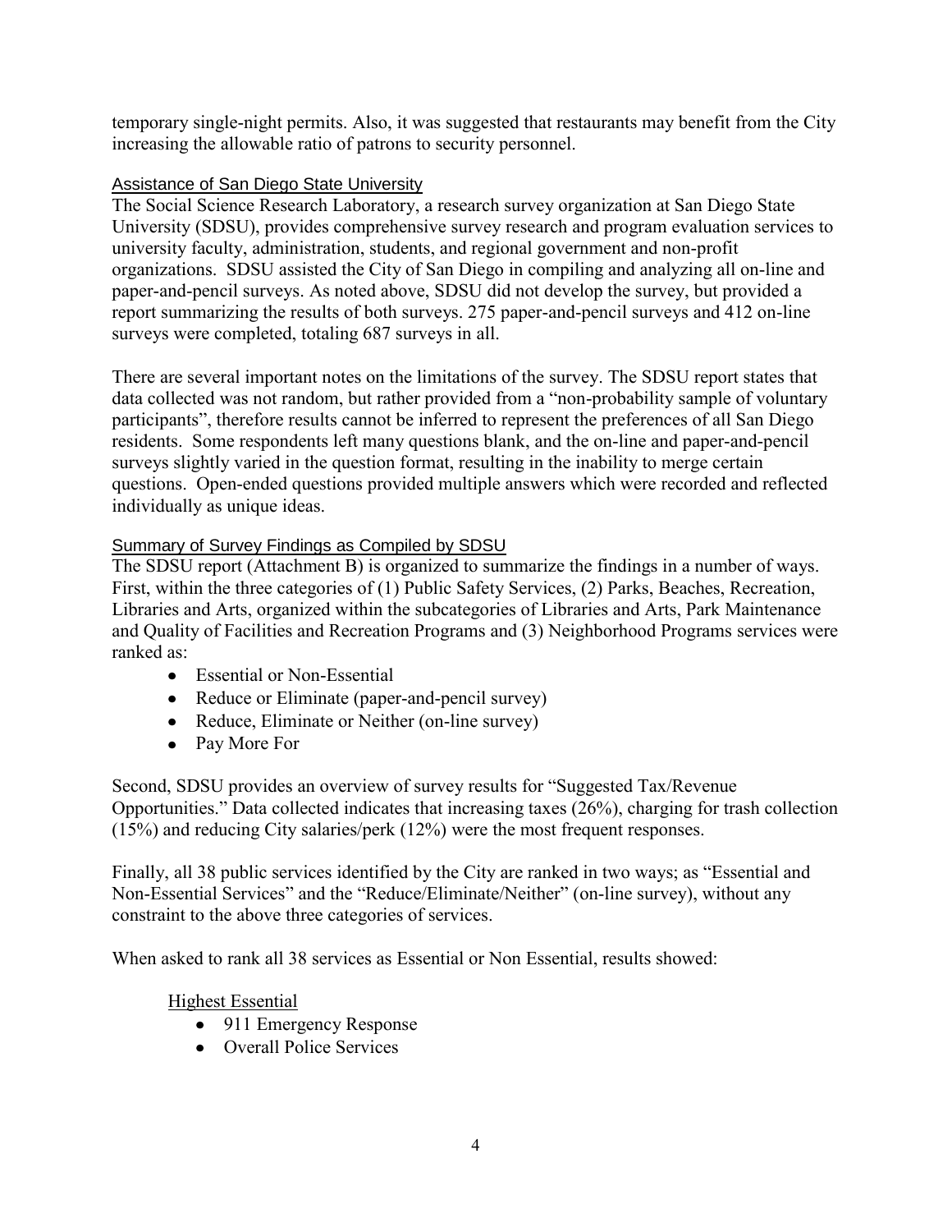temporary single-night permits. Also, it was suggested that restaurants may benefit from the City increasing the allowable ratio of patrons to security personnel.

## Assistance of San Diego State University

The Social Science Research Laboratory, a research survey organization at San Diego State University (SDSU), provides comprehensive survey research and program evaluation services to university faculty, administration, students, and regional government and non-profit organizations. SDSU assisted the City of San Diego in compiling and analyzing all on-line and paper-and-pencil surveys. As noted above, SDSU did not develop the survey, but provided a report summarizing the results of both surveys. 275 paper-and-pencil surveys and 412 on-line surveys were completed, totaling 687 surveys in all.

There are several important notes on the limitations of the survey. The SDSU report states that data collected was not random, but rather provided from a "non-probability sample of voluntary participants", therefore results cannot be inferred to represent the preferences of all San Diego residents. Some respondents left many questions blank, and the on-line and paper-and-pencil surveys slightly varied in the question format, resulting in the inability to merge certain questions. Open-ended questions provided multiple answers which were recorded and reflected individually as unique ideas.

## Summary of Survey Findings as Compiled by SDSU

The SDSU report (Attachment B) is organized to summarize the findings in a number of ways. First, within the three categories of (1) Public Safety Services, (2) Parks, Beaches, Recreation, Libraries and Arts, organized within the subcategories of Libraries and Arts, Park Maintenance and Quality of Facilities and Recreation Programs and (3) Neighborhood Programs services were ranked as:

- Essential or Non-Essential
- Reduce or Eliminate (paper-and-pencil survey)
- Reduce, Eliminate or Neither (on-line survey)
- Pay More For

Second, SDSU provides an overview of survey results for "Suggested Tax/Revenue Opportunities." Data collected indicates that increasing taxes (26%), charging for trash collection (15%) and reducing City salaries/perk (12%) were the most frequent responses.

Finally, all 38 public services identified by the City are ranked in two ways; as "Essential and Non-Essential Services" and the "Reduce/Eliminate/Neither" (on-line survey), without any constraint to the above three categories of services.

When asked to rank all 38 services as Essential or Non Essential, results showed:

Highest Essential

- 911 Emergency Response
- Overall Police Services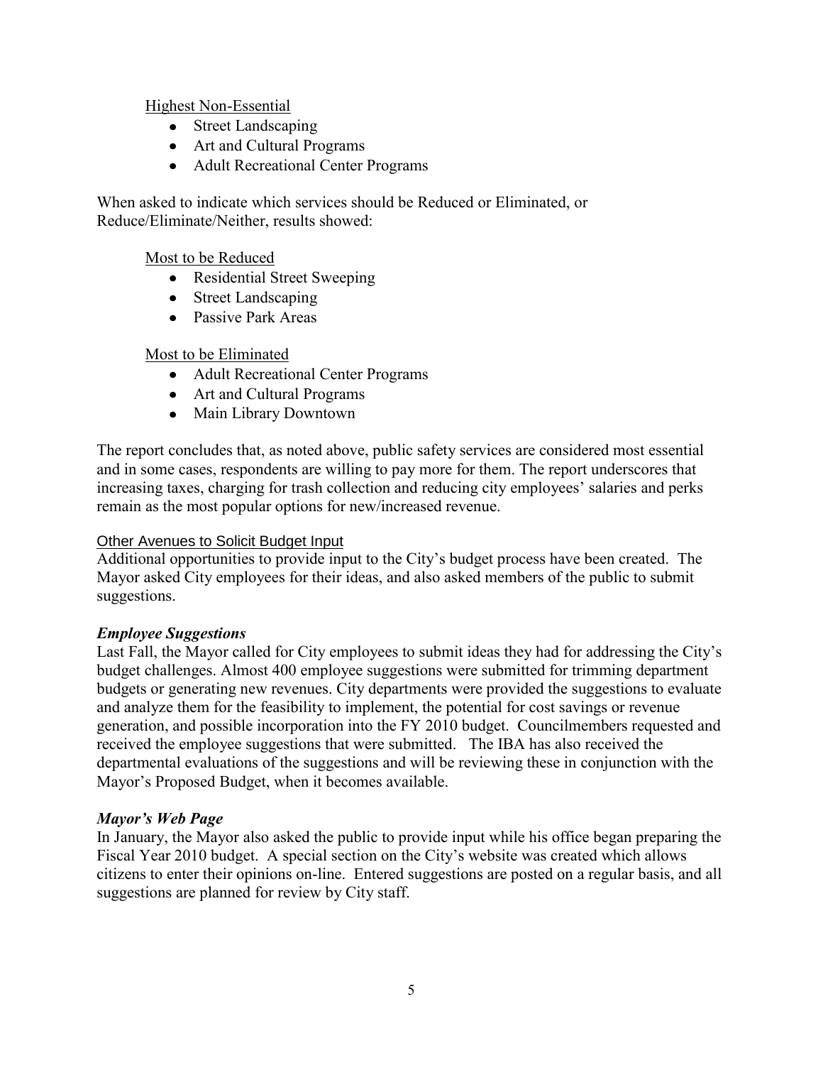Highest Non-Essential

- Street Landscaping
- Art and Cultural Programs
- Adult Recreational Center Programs

When asked to indicate which services should be Reduced or Eliminated, or Reduce/Eliminate/Neither, results showed:

Most to be Reduced

- Residential Street Sweeping
- Street Landscaping
- Passive Park Areas

Most to be Eliminated

- Adult Recreational Center Programs
- Art and Cultural Programs
- Main Library Downtown

The report concludes that, as noted above, public safety services are considered most essential and in some cases, respondents are willing to pay more for them. The report underscores that increasing taxes, charging for trash collection and reducing city employees' salaries and perks remain as the most popular options for new/increased revenue.

### Other Avenues to Solicit Budget Input

Additional opportunities to provide input to the City's budget process have been created. The Mayor asked City employees for their ideas, and also asked members of the public to submit suggestions.

#### *Employee Suggestions*

Last Fall, the Mayor called for City employees to submit ideas they had for addressing the City's budget challenges. Almost 400 employee suggestions were submitted for trimming department budgets or generating new revenues. City departments were provided the suggestions to evaluate and analyze them for the feasibility to implement, the potential for cost savings or revenue generation, and possible incorporation into the FY 2010 budget. Councilmembers requested and received the employee suggestions that were submitted. The IBA has also received the departmental evaluations of the suggestions and will be reviewing these in conjunction with the Mayor's Proposed Budget, when it becomes available.

#### *Mayor's Web Page*

In January, the Mayor also asked the public to provide input while his office began preparing the Fiscal Year 2010 budget. A special section on the City's website was created which allows citizens to enter their opinions on-line. Entered suggestions are posted on a regular basis, and all suggestions are planned for review by City staff.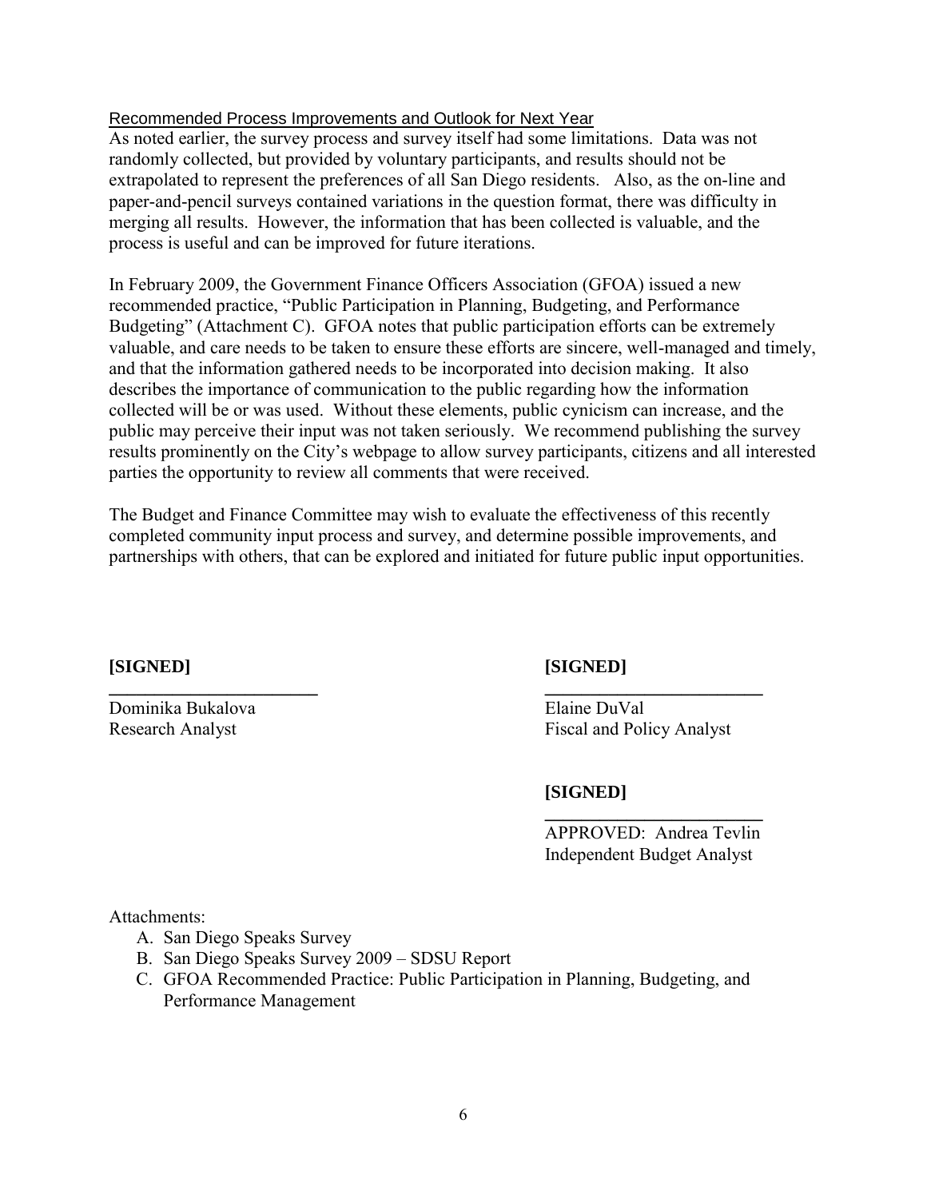## Recommended Process Improvements and Outlook for Next Year

As noted earlier, the survey process and survey itself had some limitations. Data was not randomly collected, but provided by voluntary participants, and results should not be extrapolated to represent the preferences of all San Diego residents. Also, as the on-line and paper-and-pencil surveys contained variations in the question format, there was difficulty in merging all results. However, the information that has been collected is valuable, and the process is useful and can be improved for future iterations.

In February 2009, the Government Finance Officers Association (GFOA) issued a new recommended practice, "Public Participation in Planning, Budgeting, and Performance Budgeting" (Attachment C). GFOA notes that public participation efforts can be extremely valuable, and care needs to be taken to ensure these efforts are sincere, well-managed and timely, and that the information gathered needs to be incorporated into decision making. It also describes the importance of communication to the public regarding how the information collected will be or was used. Without these elements, public cynicism can increase, and the public may perceive their input was not taken seriously. We recommend publishing the survey results prominently on the City's webpage to allow survey participants, citizens and all interested parties the opportunity to review all comments that were received.

The Budget and Finance Committee may wish to evaluate the effectiveness of this recently completed community input process and survey, and determine possible improvements, and partnerships with others, that can be explored and initiated for future public input opportunities.

**[SIGNED]**

Dominika Bukalova
Research Analyst

**[SIGNED]**

Elaine DuVal
Fiscal and Policy Analyst

**[SIGNED]**

APPROVED: Andrea Tevlin
Independent Budget Analyst

Attachments:

A. San Diego Speaks Survey
B. San Diego Speaks Survey 2009 – SDSU Report
C. GFOA Recommended Practice: Public Participation in Planning, Budgeting, and Performance Management